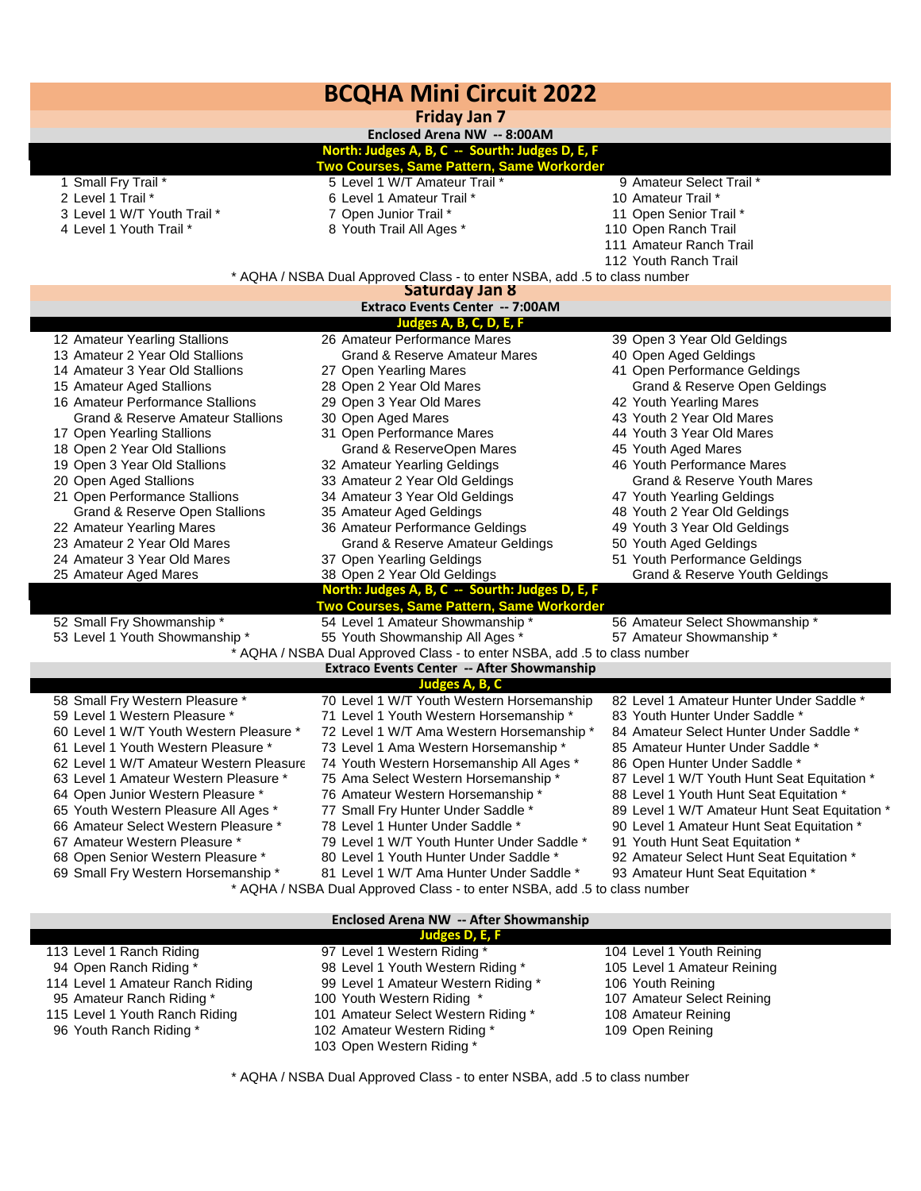# BCQHA Mini Circuit 2022

## Friday Jan 7

**Enclosed Arena NW -- 8:00AM**

**North: Judges A, B, C -- South: Judges D, E, F**

**Two Courses, Same Pattern, Same Workorder**

1 Small Fry Trail *
2 Level 1 Trail *
3 Level 1 W/T Youth Trail *
4 Level 1 Youth Trail *
5 Level 1 W/T Amateur Trail *
6 Level 1 Amateur Trail *
7 Open Junior Trail *
8 Youth Trail All Ages *
9 Amateur Select Trail *
10 Amateur Trail *
11 Open Senior Trail *
110 Open Ranch Trail
111 Amateur Ranch Trail
112 Youth Ranch Trail

\* AQHA / NSBA Dual Approved Class - to enter NSBA, add .5 to class number

## Saturday Jan 8

**Extraco Events Center -- 7:00AM**

**Judges A, B, C, D, E, F**

12 Amateur Yearling Stallions
13 Amateur 2 Year Old Stallions
14 Amateur 3 Year Old Stallions
15 Amateur Aged Stallions
16 Amateur Performance Stallions
Grand & Reserve Amateur Stallions
17 Open Yearling Stallions
18 Open 2 Year Old Stallions
19 Open 3 Year Old Stallions
20 Open Aged Stallions
21 Open Performance Stallions
Grand & Reserve Open Stallions
22 Amateur Yearling Mares
23 Amateur 2 Year Old Mares
24 Amateur 3 Year Old Mares
25 Amateur Aged Mares
26 Amateur Performance Mares
Grand & Reserve Amateur Mares
27 Open Yearling Mares
28 Open 2 Year Old Mares
29 Open 3 Year Old Mares
30 Open Aged Mares
31 Open Performance Mares
Grand & ReserveOpen Mares
32 Amateur Yearling Geldings
33 Amateur 2 Year Old Geldings
34 Amateur 3 Year Old Geldings
35 Amateur Aged Geldings
36 Amateur Performance Geldings
Grand & Reserve Amateur Geldings
37 Open Yearling Geldings
38 Open 2 Year Old Geldings
39 Open 3 Year Old Geldings
40 Open Aged Geldings
41 Open Performance Geldings
Grand & Reserve Open Geldings
42 Youth Yearling Mares
43 Youth 2 Year Old Mares
44 Youth 3 Year Old Mares
45 Youth Aged Mares
46 Youth Performance Mares
Grand & Reserve Youth Mares
47 Youth Yearling Geldings
48 Youth 2 Year Old Geldings
49 Youth 3 Year Old Geldings
50 Youth Aged Geldings
51 Youth Performance Geldings
Grand & Reserve Youth Geldings

**North: Judges A, B, C -- South: Judges D, E, F**

**Two Courses, Same Pattern, Same Workorder**

52 Small Fry Showmanship *
53 Level 1 Youth Showmanship *
54 Level 1 Amateur Showmanship *
55 Youth Showmanship All Ages *
56 Amateur Select Showmanship *
57 Amateur Showmanship *

\* AQHA / NSBA Dual Approved Class - to enter NSBA, add .5 to class number

**Extraco Events Center -- After Showmanship**

**Judges A, B, C**

58 Small Fry Western Pleasure *
59 Level 1 Western Pleasure *
60 Level 1 W/T Youth Western Pleasure *
61 Level 1 Youth Western Pleasure *
62 Level 1 W/T Amateur Western Pleasure
63 Level 1 Amateur Western Pleasure *
64 Open Junior Western Pleasure *
65 Youth Western Pleasure All Ages *
66 Amateur Select Western Pleasure *
67 Amateur Western Pleasure *
68 Open Senior Western Pleasure *
69 Small Fry Western Horsemanship *
70 Level 1 W/T Youth Western Horsemanship
71 Level 1 Youth Western Horsemanship *
72 Level 1 W/T Ama Western Horsemanship *
73 Level 1 Ama Western Horsemanship *
74 Youth Western Horsemanship All Ages *
75 Ama Select Western Horsemanship *
76 Amateur Western Horsemanship *
77 Small Fry Hunter Under Saddle *
78 Level 1 Hunter Under Saddle *
79 Level 1 W/T Youth Hunter Under Saddle *
80 Level 1 Youth Hunter Under Saddle *
81 Level 1 W/T Ama Hunter Under Saddle *
82 Level 1 Amateur Hunter Under Saddle *
83 Youth Hunter Under Saddle *
84 Amateur Select Hunter Under Saddle *
85 Amateur Hunter Under Saddle *
86 Open Hunter Under Saddle *
87 Level 1 W/T Youth Hunt Seat Equitation *
88 Level 1 Youth Hunt Seat Equitation *
89 Level 1 W/T Amateur Hunt Seat Equitation *
90 Level 1 Amateur Hunt Seat Equitation *
91 Youth Hunt Seat Equitation *
92 Amateur Select Hunt Seat Equitation *
93 Amateur Hunt Seat Equitation *

\* AQHA / NSBA Dual Approved Class - to enter NSBA, add .5 to class number

**Enclosed Arena NW -- After Showmanship**

**Judges D, E, F**

113 Level 1 Ranch Riding
94 Open Ranch Riding *
114 Level 1 Amateur Ranch Riding
95 Amateur Ranch Riding *
115 Level 1 Youth Ranch Riding
96 Youth Ranch Riding *
97 Level 1 Western Riding *
98 Level 1 Youth Western Riding *
99 Level 1 Amateur Western Riding *
100 Youth Western Riding *
101 Amateur Select Western Riding *
102 Amateur Western Riding *
103 Open Western Riding *
104 Level 1 Youth Reining
105 Level 1 Amateur Reining
106 Youth Reining
107 Amateur Select Reining
108 Amateur Reining
109 Open Reining

\* AQHA / NSBA Dual Approved Class - to enter NSBA, add .5 to class number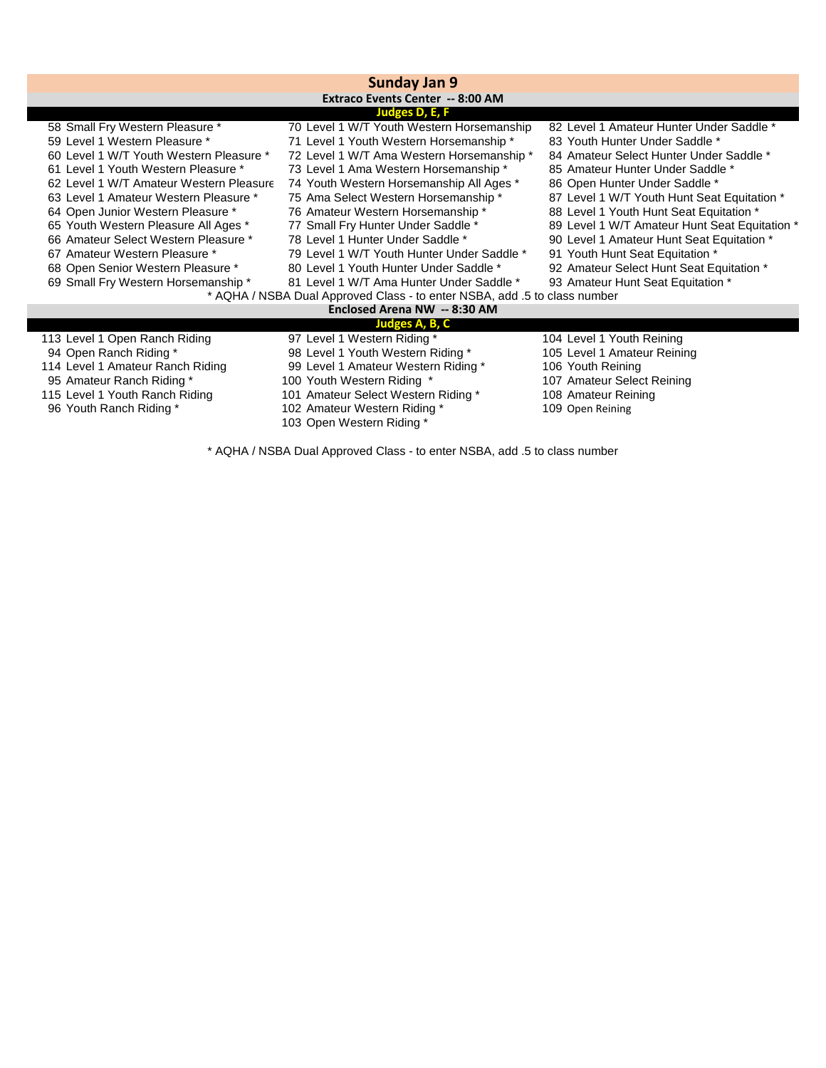## Sunday Jan 9

**Extraco Events Center -- 8:00 AM**

**Judges D, E, F**

| | | |
|---|---|---|
| 58 Small Fry Western Pleasure * | 70 Level 1 W/T Youth Western Horsemanship | 82 Level 1 Amateur Hunter Under Saddle * |
| 59 Level 1 Western Pleasure * | 71 Level 1 Youth Western Horsemanship * | 83 Youth Hunter Under Saddle * |
| 60 Level 1 W/T Youth Western Pleasure * | 72 Level 1 W/T Ama Western Horsemanship * | 84 Amateur Select Hunter Under Saddle * |
| 61 Level 1 Youth Western Pleasure * | 73 Level 1 Ama Western Horsemanship * | 85 Amateur Hunter Under Saddle * |
| 62 Level 1 W/T Amateur Western Pleasure | 74 Youth Western Horsemanship All Ages * | 86 Open Hunter Under Saddle * |
| 63 Level 1 Amateur Western Pleasure * | 75 Ama Select Western Horsemanship * | 87 Level 1 W/T Youth Hunt Seat Equitation * |
| 64 Open Junior Western Pleasure * | 76 Amateur Western Horsemanship * | 88 Level 1 Youth Hunt Seat Equitation * |
| 65 Youth Western Pleasure All Ages * | 77 Small Fry Hunter Under Saddle * | 89 Level 1 W/T Amateur Hunt Seat Equitation * |
| 66 Amateur Select Western Pleasure * | 78 Level 1 Hunter Under Saddle * | 90 Level 1 Amateur Hunt Seat Equitation * |
| 67 Amateur Western Pleasure * | 79 Level 1 W/T Youth Hunter Under Saddle * | 91 Youth Hunt Seat Equitation * |
| 68 Open Senior Western Pleasure * | 80 Level 1 Youth Hunter Under Saddle * | 92 Amateur Select Hunt Seat Equitation * |
| 69 Small Fry Western Horsemanship * | 81 Level 1 W/T Ama Hunter Under Saddle * | 93 Amateur Hunt Seat Equitation * |

* AQHA / NSBA Dual Approved Class - to enter NSBA, add .5 to class number

**Enclosed Arena NW -- 8:30 AM**

**Judges A, B, C**

| | | |
|---|---|---|
| 113 Level 1 Open Ranch Riding | 97 Level 1 Western Riding * | 104 Level 1 Youth Reining |
| 94 Open Ranch Riding * | 98 Level 1 Youth Western Riding * | 105 Level 1 Amateur Reining |
| 114 Level 1 Amateur Ranch Riding | 99 Level 1 Amateur Western Riding * | 106 Youth Reining |
| 95 Amateur Ranch Riding * | 100 Youth Western Riding * | 107 Amateur Select Reining |
| 115 Level 1 Youth Ranch Riding | 101 Amateur Select Western Riding * | 108 Amateur Reining |
| 96 Youth Ranch Riding * | 102 Amateur Western Riding * | 109 Open Reining |
| | 103 Open Western Riding * | |

* AQHA / NSBA Dual Approved Class - to enter NSBA, add .5 to class number